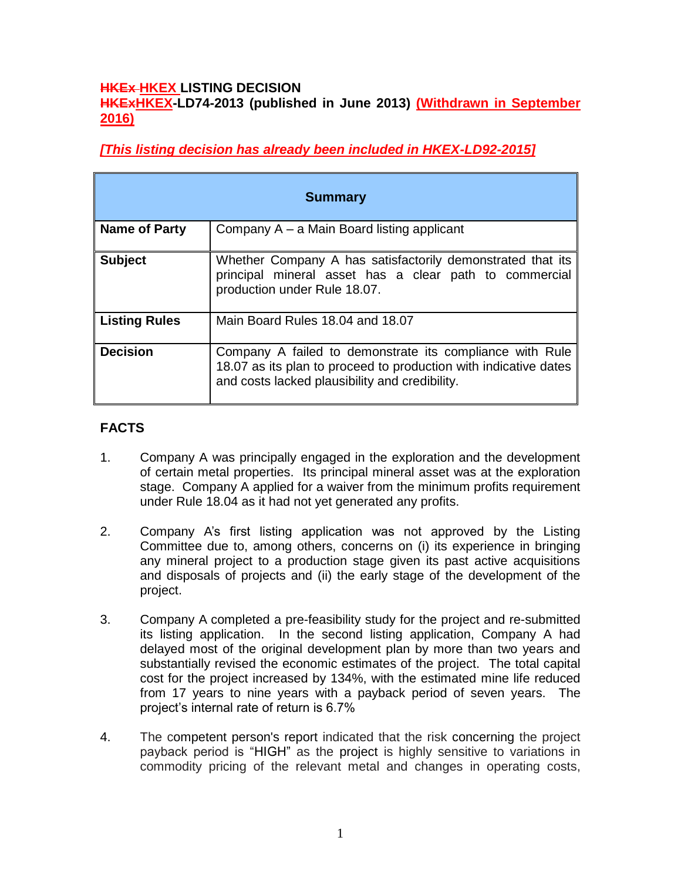# ~~HKEx~~ HKEX LISTING DECISION

**~~HKEx~~HKEX-LD74-2013 (published in June 2013) (Withdrawn in September 2016)**

***[This listing decision has already been included in HKEX-LD92-2015]***

| Summary | |
|---|---|
| **Name of Party** | Company A – a Main Board listing applicant |
| **Subject** | Whether Company A has satisfactorily demonstrated that its principal mineral asset has a clear path to commercial production under Rule 18.07. |
| **Listing Rules** | Main Board Rules 18.04 and 18.07 |
| **Decision** | Company A failed to demonstrate its compliance with Rule 18.07 as its plan to proceed to production with indicative dates and costs lacked plausibility and credibility. |

## FACTS

1. Company A was principally engaged in the exploration and the development of certain metal properties. Its principal mineral asset was at the exploration stage. Company A applied for a waiver from the minimum profits requirement under Rule 18.04 as it had not yet generated any profits.

2. Company A's first listing application was not approved by the Listing Committee due to, among others, concerns on (i) its experience in bringing any mineral project to a production stage given its past active acquisitions and disposals of projects and (ii) the early stage of the development of the project.

3. Company A completed a pre-feasibility study for the project and re-submitted its listing application. In the second listing application, Company A had delayed most of the original development plan by more than two years and substantially revised the economic estimates of the project. The total capital cost for the project increased by 134%, with the estimated mine life reduced from 17 years to nine years with a payback period of seven years. The project's internal rate of return is 6.7%

4. The competent person's report indicated that the risk concerning the project payback period is "HIGH" as the project is highly sensitive to variations in commodity pricing of the relevant metal and changes in operating costs,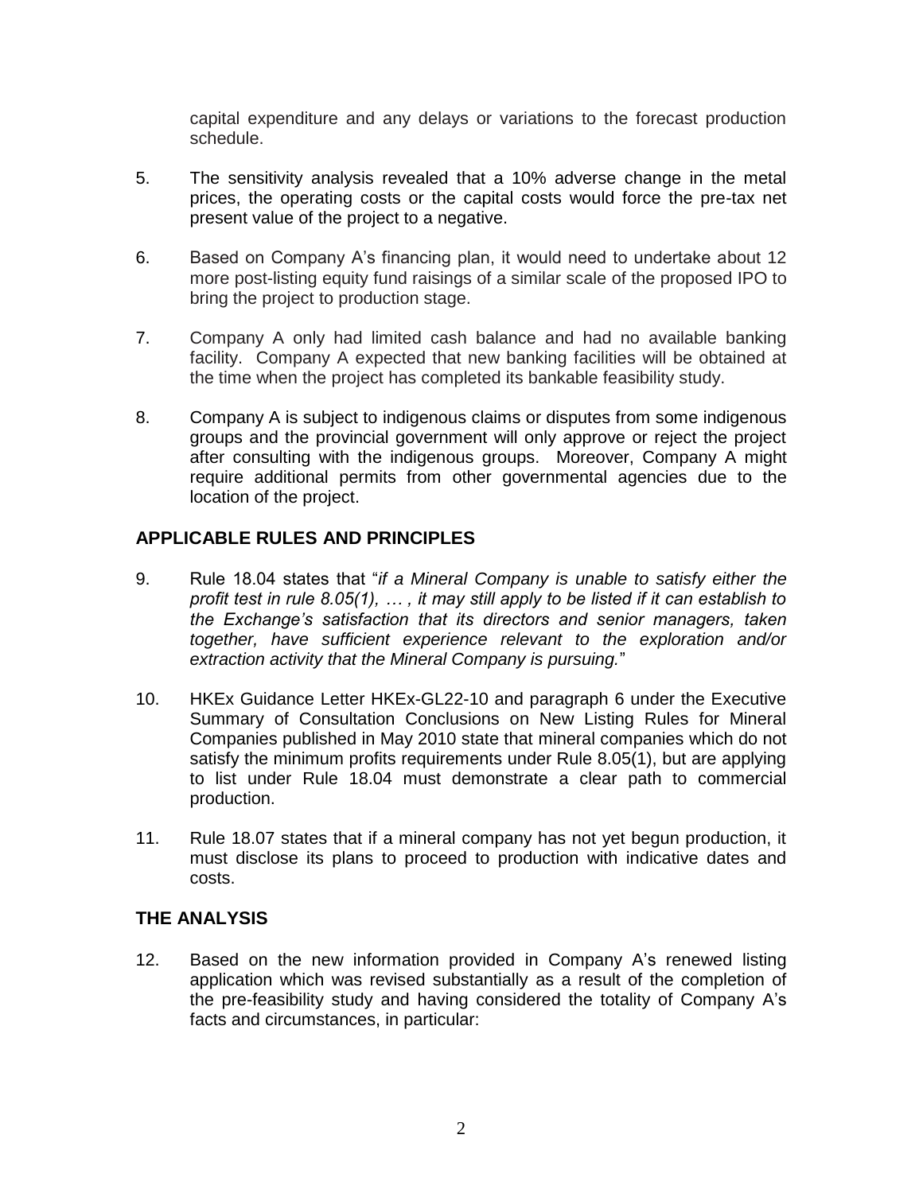capital expenditure and any delays or variations to the forecast production schedule.

5. The sensitivity analysis revealed that a 10% adverse change in the metal prices, the operating costs or the capital costs would force the pre-tax net present value of the project to a negative.

6. Based on Company A's financing plan, it would need to undertake about 12 more post-listing equity fund raisings of a similar scale of the proposed IPO to bring the project to production stage.

7. Company A only had limited cash balance and had no available banking facility. Company A expected that new banking facilities will be obtained at the time when the project has completed its bankable feasibility study.

8. Company A is subject to indigenous claims or disputes from some indigenous groups and the provincial government will only approve or reject the project after consulting with the indigenous groups. Moreover, Company A might require additional permits from other governmental agencies due to the location of the project.

## APPLICABLE RULES AND PRINCIPLES

9. Rule 18.04 states that "*if a Mineral Company is unable to satisfy either the profit test in rule 8.05(1), … , it may still apply to be listed if it can establish to the Exchange's satisfaction that its directors and senior managers, taken together, have sufficient experience relevant to the exploration and/or extraction activity that the Mineral Company is pursuing.*"

10. HKEx Guidance Letter HKEx-GL22-10 and paragraph 6 under the Executive Summary of Consultation Conclusions on New Listing Rules for Mineral Companies published in May 2010 state that mineral companies which do not satisfy the minimum profits requirements under Rule 8.05(1), but are applying to list under Rule 18.04 must demonstrate a clear path to commercial production.

11. Rule 18.07 states that if a mineral company has not yet begun production, it must disclose its plans to proceed to production with indicative dates and costs.

## THE ANALYSIS

12. Based on the new information provided in Company A's renewed listing application which was revised substantially as a result of the completion of the pre-feasibility study and having considered the totality of Company A's facts and circumstances, in particular: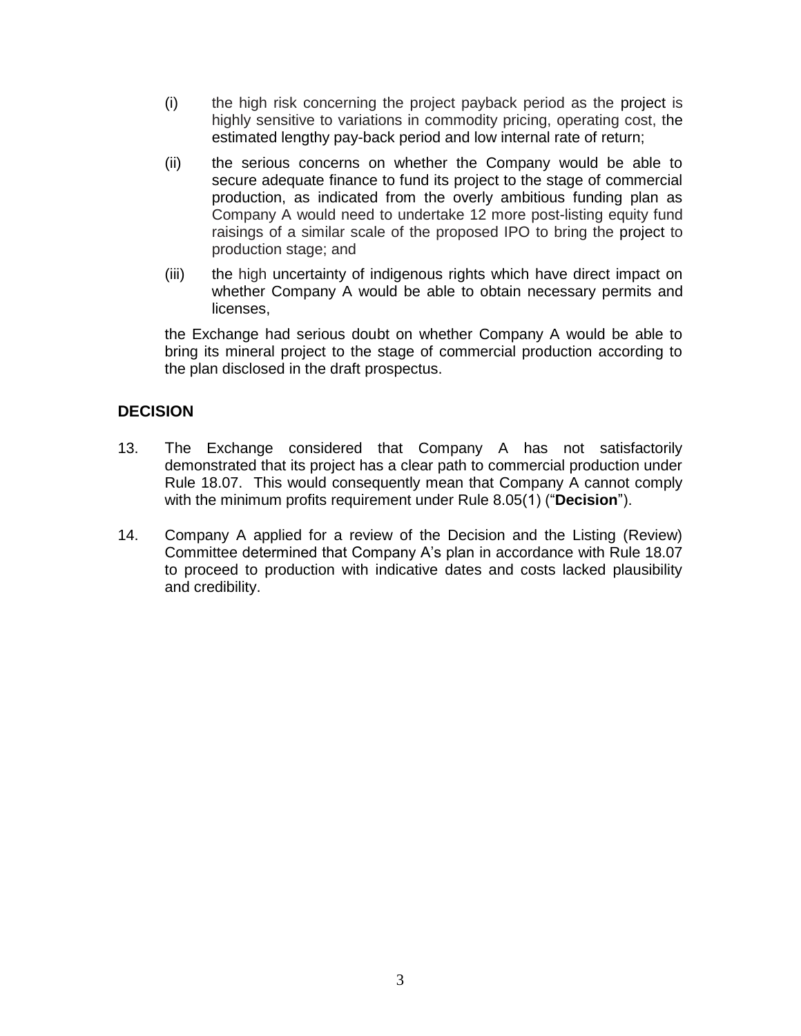(i) the high risk concerning the project payback period as the project is highly sensitive to variations in commodity pricing, operating cost, the estimated lengthy pay-back period and low internal rate of return;

(ii) the serious concerns on whether the Company would be able to secure adequate finance to fund its project to the stage of commercial production, as indicated from the overly ambitious funding plan as Company A would need to undertake 12 more post-listing equity fund raisings of a similar scale of the proposed IPO to bring the project to production stage; and

(iii) the high uncertainty of indigenous rights which have direct impact on whether Company A would be able to obtain necessary permits and licenses,

the Exchange had serious doubt on whether Company A would be able to bring its mineral project to the stage of commercial production according to the plan disclosed in the draft prospectus.

## DECISION

13. The Exchange considered that Company A has not satisfactorily demonstrated that its project has a clear path to commercial production under Rule 18.07. This would consequently mean that Company A cannot comply with the minimum profits requirement under Rule 8.05(1) ("**Decision**").

14. Company A applied for a review of the Decision and the Listing (Review) Committee determined that Company A's plan in accordance with Rule 18.07 to proceed to production with indicative dates and costs lacked plausibility and credibility.